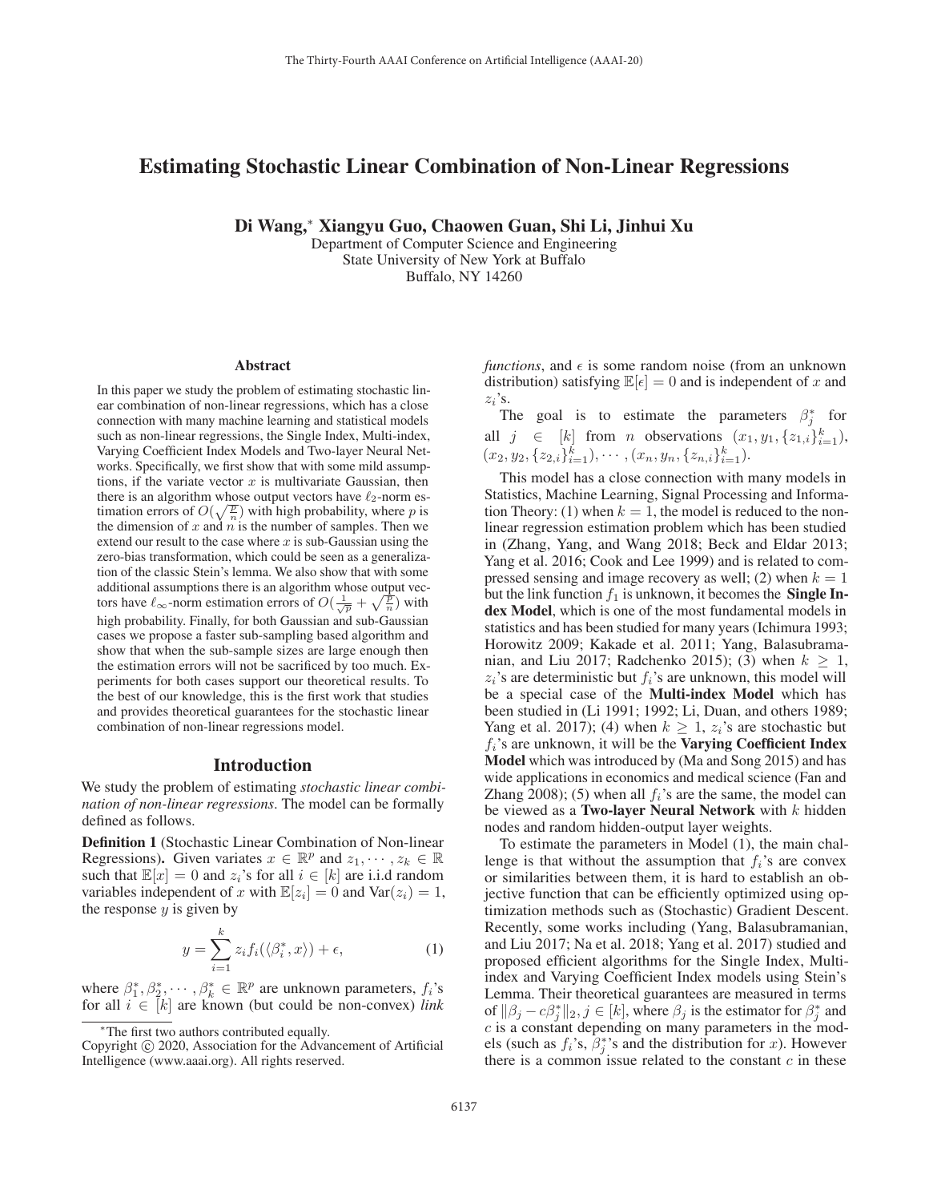# Estimating Stochastic Linear Combination of Non-Linear Regressions

**Di Wang,[*] Xiangyu Guo, Chaowen Guan, Shi Li, Jinhui Xu**

Department of Computer Science and Engineering
State University of New York at Buffalo
Buffalo, NY 14260

## Abstract

In this paper we study the problem of estimating stochastic linear combination of non-linear regressions, which has a close connection with many machine learning and statistical models such as non-linear regressions, the Single Index, Multi-index, Varying Coefficient Index Models and Two-layer Neural Networks. Specifically, we first show that with some mild assumptions, if the variate vector $x$ is multivariate Gaussian, then there is an algorithm whose output vectors have $\ell_2$-norm estimation errors of $O(\sqrt{\frac{p}{n}})$ with high probability, where $p$ is the dimension of $x$ and $n$ is the number of samples. Then we extend our result to the case where $x$ is sub-Gaussian using the zero-bias transformation, which could be seen as a generalization of the classic Stein's lemma. We also show that with some additional assumptions there is an algorithm whose output vectors have $\ell_\infty$-norm estimation errors of $O(\frac{1}{\sqrt{p}} + \sqrt{\frac{p}{n}})$ with high probability. Finally, for both Gaussian and sub-Gaussian cases we propose a faster sub-sampling based algorithm and show that when the sub-sample sizes are large enough then the estimation errors will not be sacrificed by too much. Experiments for both cases support our theoretical results. To the best of our knowledge, this is the first work that studies and provides theoretical guarantees for the stochastic linear combination of non-linear regressions model.

## Introduction

We study the problem of estimating *stochastic linear combination of non-linear regressions*. The model can be formally defined as follows.

**Definition 1** (Stochastic Linear Combination of Non-linear Regressions)**.** Given variates $x \in \mathbb{R}^p$ and $z_1, \cdots, z_k \in \mathbb{R}$ such that $\mathbb{E}[x] = 0$ and $z_i$'s for all $i \in [k]$ are i.i.d random variables independent of $x$ with $\mathbb{E}[z_i] = 0$ and $\text{Var}(z_i) = 1$, the response $y$ is given by

$$y = \sum_{i=1}^{k} z_i f_i(\langle \beta_i^*, x \rangle) + \epsilon, \tag{1}$$

where $\beta_1^*, \beta_2^*, \cdots, \beta_k^* \in \mathbb{R}^p$ are unknown parameters, $f_i$'s for all $i \in [k]$ are known (but could be non-convex) *link functions*, and $\epsilon$ is some random noise (from an unknown distribution) satisfying $\mathbb{E}[\epsilon] = 0$ and is independent of $x$ and $z_i$'s.

The goal is to estimate the parameters $\beta_j^*$ for all $j \in [k]$ from $n$ observations $(x_1, y_1, \{z_{1,i}\}_{i=1}^k)$, $(x_2, y_2, \{z_{2,i}\}_{i=1}^k), \cdots, (x_n, y_n, \{z_{n,i}\}_{i=1}^k)$.

This model has a close connection with many models in Statistics, Machine Learning, Signal Processing and Information Theory: (1) when $k = 1$, the model is reduced to the non-linear regression estimation problem which has been studied in (Zhang, Yang, and Wang 2018; Beck and Eldar 2013; Yang et al. 2016; Cook and Lee 1999) and is related to compressed sensing and image recovery as well; (2) when $k = 1$ but the link function $f_1$ is unknown, it becomes the **Single Index Model**, which is one of the most fundamental models in statistics and has been studied for many years (Ichimura 1993; Horowitz 2009; Kakade et al. 2011; Yang, Balasubramanian, and Liu 2017; Radchenko 2015); (3) when $k \geq 1$, $z_i$'s are deterministic but $f_i$'s are unknown, this model will be a special case of the **Multi-index Model** which has been studied in (Li 1991; 1992; Li, Duan, and others 1989; Yang et al. 2017); (4) when $k \geq 1$, $z_i$'s are stochastic but $f_i$'s are unknown, it will be the **Varying Coefficient Index Model** which was introduced by (Ma and Song 2015) and has wide applications in economics and medical science (Fan and Zhang 2008); (5) when all $f_i$'s are the same, the model can be viewed as a **Two-layer Neural Network** with $k$ hidden nodes and random hidden-output layer weights.

To estimate the parameters in Model (1), the main challenge is that without the assumption that $f_i$'s are convex or similarities between them, it is hard to establish an objective function that can be efficiently optimized using optimization methods such as (Stochastic) Gradient Descent. Recently, some works including (Yang, Balasubramanian, and Liu 2017; Na et al. 2018; Yang et al. 2017) studied and proposed efficient algorithms for the Single Index, Multi-index and Varying Coefficient Index models using Stein's Lemma. Their theoretical guarantees are measured in terms of $\|\beta_j - c\beta_j^*\|_2, j \in [k]$, where $\beta_j$ is the estimator for $\beta_j^*$ and $c$ is a constant depending on many parameters in the models (such as $f_i$'s, $\beta_j^*$'s and the distribution for $x$). However there is a common issue related to the constant $c$ in these

[*]The first two authors contributed equally.

Copyright © 2020, Association for the Advancement of Artificial Intelligence (www.aaai.org). All rights reserved.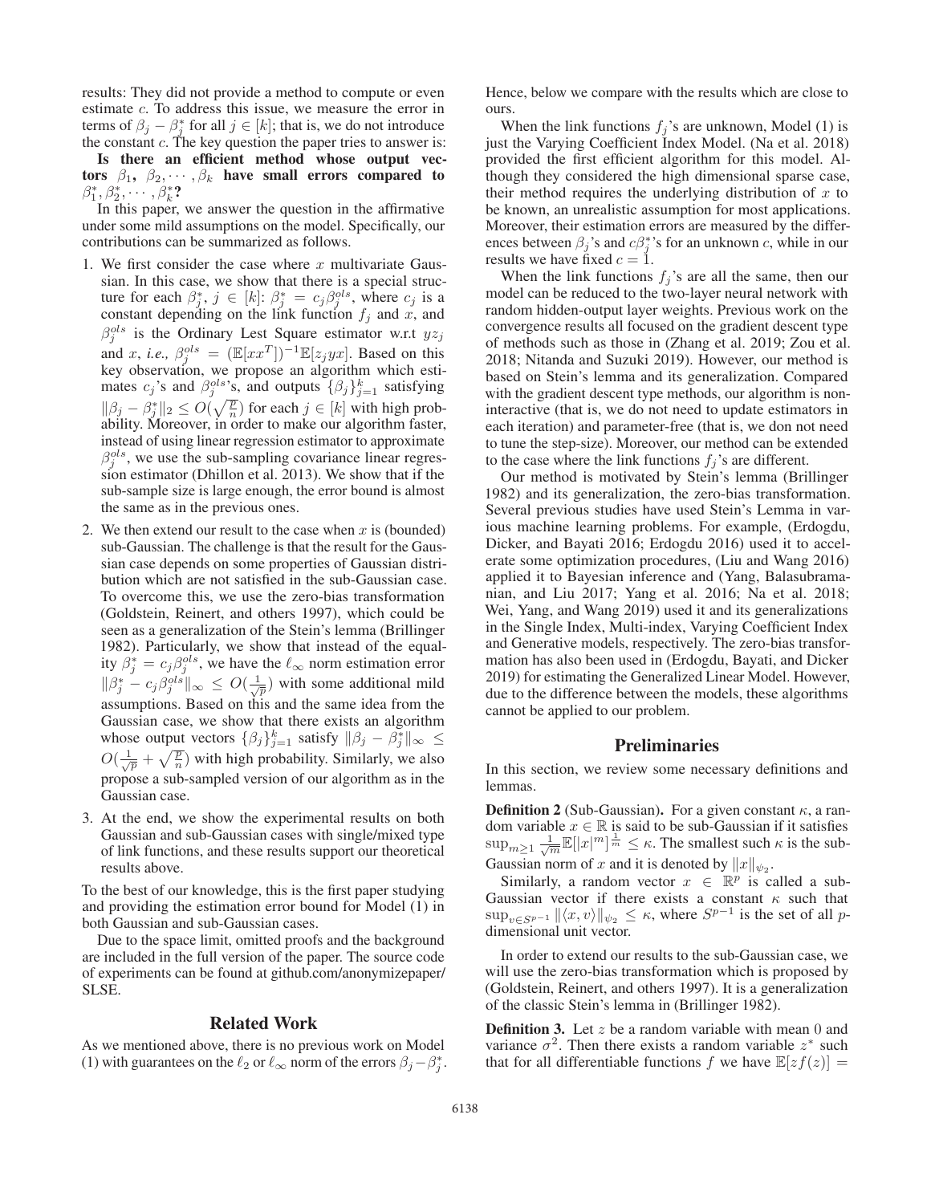results: They did not provide a method to compute or even estimate $c$. To address this issue, we measure the error in terms of $\beta_j - \beta_j^*$ for all $j \in [k]$; that is, we do not introduce the constant $c$. The key question the paper tries to answer is:

**Is there an efficient method whose output vectors $\beta_1, \beta_2, \cdots, \beta_k$ have small errors compared to $\beta_1^*, \beta_2^*, \cdots, \beta_k^*$?**

In this paper, we answer the question in the affirmative under some mild assumptions on the model. Specifically, our contributions can be summarized as follows.

1. We first consider the case where $x$ multivariate Gaussian. In this case, we show that there is a special structure for each $\beta_j^*$, $j \in [k]$: $\beta_j^* = c_j \beta_j^{ols}$, where $c_j$ is a constant depending on the link function $f_j$ and $x$, and $\beta_j^{ols}$ is the Ordinary Lest Square estimator w.r.t $yz_j$ and $x$, *i.e.,* $\beta_j^{ols} = (\mathbb{E}[xx^T])^{-1}\mathbb{E}[z_j yx]$. Based on this key observation, we propose an algorithm which estimates $c_j$'s and $\beta_j^{ols}$'s, and outputs $\{\beta_j\}_{j=1}^k$ satisfying $\|\beta_j - \beta_j^*\|_2 \leq O(\sqrt{\frac{p}{n}})$ for each $j \in [k]$ with high probability. Moreover, in order to make our algorithm faster, instead of using linear regression estimator to approximate $\beta_j^{ols}$, we use the sub-sampling covariance linear regression estimator (Dhillon et al. 2013). We show that if the sub-sample size is large enough, the error bound is almost the same as in the previous ones.

2. We then extend our result to the case when $x$ is (bounded) sub-Gaussian. The challenge is that the result for the Gaussian case depends on some properties of Gaussian distribution which are not satisfied in the sub-Gaussian case. To overcome this, we use the zero-bias transformation (Goldstein, Reinert, and others 1997), which could be seen as a generalization of the Stein's lemma (Brillinger 1982). Particularly, we show that instead of the equality $\beta_j^* = c_j\beta_j^{ols}$, we have the $\ell_\infty$ norm estimation error $\|\beta_j^* - c_j\beta_j^{ols}\|_\infty \leq O(\frac{1}{\sqrt{p}})$ with some additional mild assumptions. Based on this and the same idea from the Gaussian case, we show that there exists an algorithm whose output vectors $\{\beta_j\}_{j=1}^k$ satisfy $\|\beta_j - \beta_j^*\|_\infty \leq O(\frac{1}{\sqrt{p}} + \sqrt{\frac{p}{n}})$ with high probability. Similarly, we also propose a sub-sampled version of our algorithm as in the Gaussian case.

3. At the end, we show the experimental results on both Gaussian and sub-Gaussian cases with single/mixed type of link functions, and these results support our theoretical results above.

To the best of our knowledge, this is the first paper studying and providing the estimation error bound for Model (1) in both Gaussian and sub-Gaussian cases.

Due to the space limit, omitted proofs and the background are included in the full version of the paper. The source code of experiments can be found at github.com/anonymizepaper/SLSE.

## Related Work

As we mentioned above, there is no previous work on Model (1) with guarantees on the $\ell_2$ or $\ell_\infty$ norm of the errors $\beta_j - \beta_j^*$. Hence, below we compare with the results which are close to ours.

When the link functions $f_j$'s are unknown, Model (1) is just the Varying Coefficient Index Model. (Na et al. 2018) provided the first efficient algorithm for this model. Although they considered the high dimensional sparse case, their method requires the underlying distribution of $x$ to be known, an unrealistic assumption for most applications. Moreover, their estimation errors are measured by the differences between $\beta_j$'s and $c\beta_j^*$'s for an unknown $c$, while in our results we have fixed $c = 1$.

When the link functions $f_j$'s are all the same, then our model can be reduced to the two-layer neural network with random hidden-output layer weights. Previous work on the convergence results all focused on the gradient descent type of methods such as those in (Zhang et al. 2019; Zou et al. 2018; Nitanda and Suzuki 2019). However, our method is based on Stein's lemma and its generalization. Compared with the gradient descent type methods, our algorithm is non-interactive (that is, we do not need to update estimators in each iteration) and parameter-free (that is, we don not need to tune the step-size). Moreover, our method can be extended to the case where the link functions $f_j$'s are different.

Our method is motivated by Stein's lemma (Brillinger 1982) and its generalization, the zero-bias transformation. Several previous studies have used Stein's Lemma in various machine learning problems. For example, (Erdogdu, Dicker, and Bayati 2016; Erdogdu 2016) used it to accelerate some optimization procedures, (Liu and Wang 2016) applied it to Bayesian inference and (Yang, Balasubramanian, and Liu 2017; Yang et al. 2016; Na et al. 2018; Wei, Yang, and Wang 2019) used it and its generalizations in the Single Index, Multi-index, Varying Coefficient Index and Generative models, respectively. The zero-bias transformation has also been used in (Erdogdu, Bayati, and Dicker 2019) for estimating the Generalized Linear Model. However, due to the difference between the models, these algorithms cannot be applied to our problem.

## Preliminaries

In this section, we review some necessary definitions and lemmas.

**Definition 2** (Sub-Gaussian). For a given constant $\kappa$, a random variable $x \in \mathbb{R}$ is said to be sub-Gaussian if it satisfies $\sup_{m\geq 1} \frac{1}{\sqrt{m}}\mathbb{E}[|x|^m]^{\frac{1}{m}} \leq \kappa$. The smallest such $\kappa$ is the sub-Gaussian norm of $x$ and it is denoted by $\|x\|_{\psi_2}$.

Similarly, a random vector $x \in \mathbb{R}^p$ is called a sub-Gaussian vector if there exists a constant $\kappa$ such that $\sup_{v\in S^{p-1}} \|\langle x, v\rangle\|_{\psi_2} \leq \kappa$, where $S^{p-1}$ is the set of all $p$-dimensional unit vector.

In order to extend our results to the sub-Gaussian case, we will use the zero-bias transformation which is proposed by (Goldstein, Reinert, and others 1997). It is a generalization of the classic Stein's lemma in (Brillinger 1982).

**Definition 3.** Let $z$ be a random variable with mean 0 and variance $\sigma^2$. Then there exists a random variable $z^*$ such that for all differentiable functions $f$ we have $\mathbb{E}[zf(z)] =$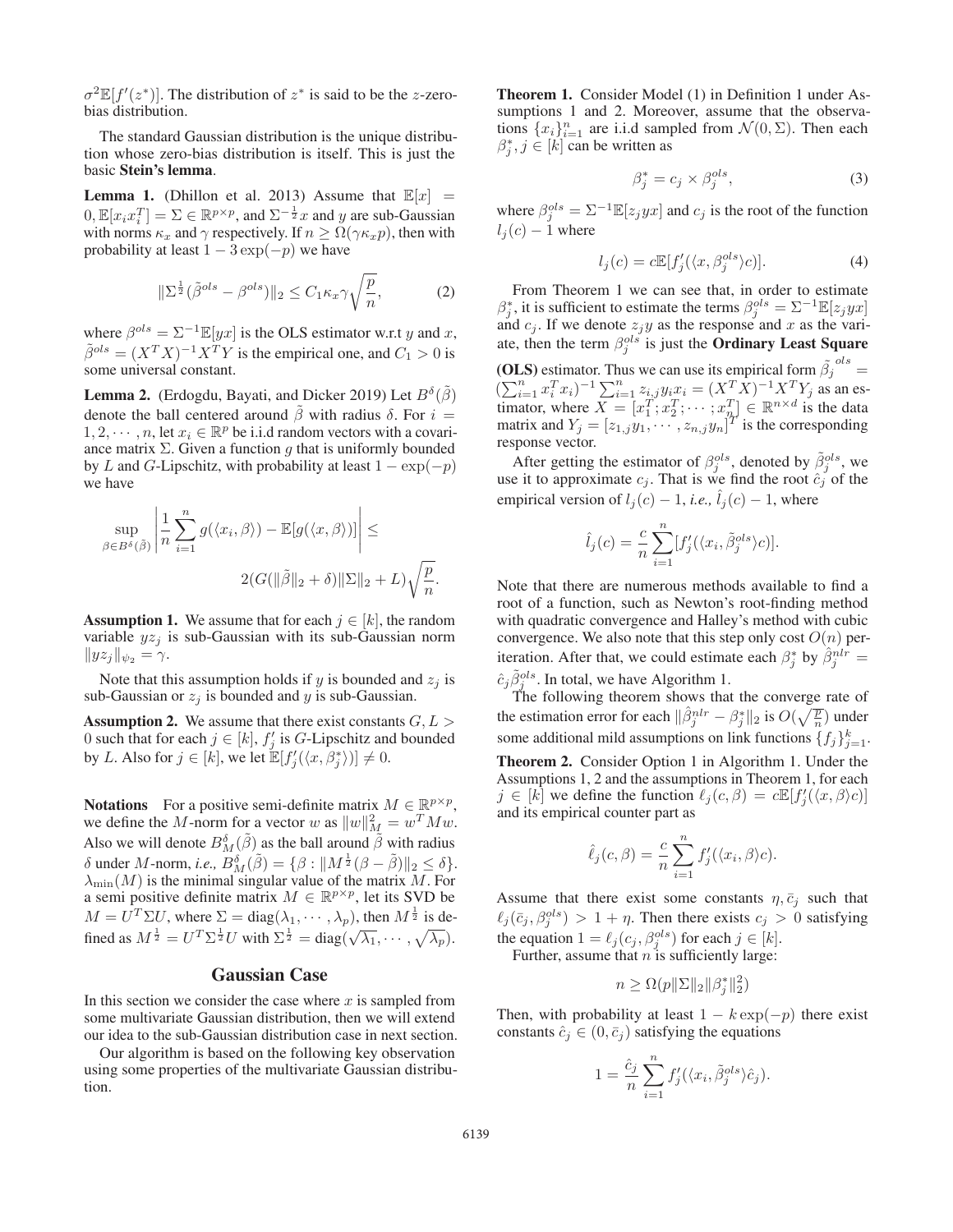$\sigma^2\mathbb{E}[f'(z^*)]$. The distribution of $z^*$ is said to be the $z$-zero-bias distribution.

The standard Gaussian distribution is the unique distribution whose zero-bias distribution is itself. This is just the basic **Stein's lemma**.

**Lemma 1.** (Dhillon et al. 2013) Assume that $\mathbb{E}[x] = 0, \mathbb{E}[x_i x_i^T] = \Sigma \in \mathbb{R}^{p\times p}$, and $\Sigma^{-\frac{1}{2}}x$ and $y$ are sub-Gaussian with norms $\kappa_x$ and $\gamma$ respectively. If $n \geq \Omega(\gamma\kappa_x p)$, then with probability at least $1-3\exp(-p)$ we have

$$\|\Sigma^{\frac{1}{2}}(\tilde{\beta}^{ols}-\beta^{ols})\|_2 \leq C_1\kappa_x\gamma\sqrt{\frac{p}{n}}, \tag{2}$$

where $\beta^{ols} = \Sigma^{-1}\mathbb{E}[yx]$ is the OLS estimator w.r.t $y$ and $x$, $\tilde{\beta}^{ols} = (X^TX)^{-1}X^TY$ is the empirical one, and $C_1 > 0$ is some universal constant.

**Lemma 2.** (Erdogdu, Bayati, and Dicker 2019) Let $B^\delta(\tilde{\beta})$ denote the ball centered around $\tilde{\beta}$ with radius $\delta$. For $i = 1, 2, \cdots, n$, let $x_i \in \mathbb{R}^p$ be i.i.d random vectors with a covariance matrix $\Sigma$. Given a function $g$ that is uniformly bounded by $L$ and $G$-Lipschitz, with probability at least $1-\exp(-p)$ we have

$$\sup_{\beta\in B^\delta(\tilde{\beta})}\left|\frac{1}{n}\sum_{i=1}^n g(\langle x_i,\beta\rangle) - \mathbb{E}[g(\langle x,\beta\rangle)]\right| \leq 2(G(\|\tilde{\beta}\|_2+\delta)\|\Sigma\|_2+L)\sqrt{\frac{p}{n}}.$$

**Assumption 1.** We assume that for each $j \in [k]$, the random variable $yz_j$ is sub-Gaussian with its sub-Gaussian norm $\|yz_j\|_{\psi_2} = \gamma$.

Note that this assumption holds if $y$ is bounded and $z_j$ is sub-Gaussian or $z_j$ is bounded and $y$ is sub-Gaussian.

**Assumption 2.** We assume that there exist constants $G, L > 0$ such that for each $j \in [k]$, $f'_j$ is $G$-Lipschitz and bounded by $L$. Also for $j \in [k]$, we let $\mathbb{E}[f'_j(\langle x, \beta^*_j\rangle)] \neq 0$.

**Notations** For a positive semi-definite matrix $M \in \mathbb{R}^{p\times p}$, we define the $M$-norm for a vector $w$ as $\|w\|_M^2 = w^TMw$. Also we will denote $B_M^\delta(\tilde{\beta})$ as the ball around $\tilde{\beta}$ with radius $\delta$ under $M$-norm, *i.e.,* $B_M^\delta(\tilde{\beta}) = \{\beta : \|M^{\frac{1}{2}}(\beta-\tilde{\beta})\|_2 \leq \delta\}$. $\lambda_{\min}(M)$ is the minimal singular value of the matrix $M$. For a semi positive definite matrix $M \in \mathbb{R}^{p\times p}$, let its SVD be $M = U^T\Sigma U$, where $\Sigma = \text{diag}(\lambda_1, \cdots, \lambda_p)$, then $M^{\frac{1}{2}}$ is defined as $M^{\frac{1}{2}} = U^T\Sigma^{\frac{1}{2}}U$ with $\Sigma^{\frac{1}{2}} = \text{diag}(\sqrt{\lambda_1}, \cdots, \sqrt{\lambda_p})$.

## Gaussian Case

In this section we consider the case where $x$ is sampled from some multivariate Gaussian distribution, then we will extend our idea to the sub-Gaussian distribution case in next section.

Our algorithm is based on the following key observation using some properties of the multivariate Gaussian distribution.

**Theorem 1.** Consider Model (1) in Definition 1 under Assumptions 1 and 2. Moreover, assume that the observations $\{x_i\}_{i=1}^n$ are i.i.d sampled from $\mathcal{N}(0, \Sigma)$. Then each $\beta^*_j, j \in [k]$ can be written as

$$\beta^*_j = c_j \times \beta^{ols}_j, \tag{3}$$

where $\beta^{ols}_j = \Sigma^{-1}\mathbb{E}[z_jyx]$ and $c_j$ is the root of the function $l_j(c) - 1$ where

$$l_j(c) = c\mathbb{E}[f'_j(\langle x, \beta^{ols}_j\rangle c)]. \tag{4}$$

From Theorem 1 we can see that, in order to estimate $\beta^*_j$, it is sufficient to estimate the terms $\beta^{ols}_j = \Sigma^{-1}\mathbb{E}[z_jyx]$ and $c_j$. If we denote $z_jy$ as the response and $x$ as the variate, then the term $\beta^{ols}_j$ is just the **Ordinary Least Square (OLS)** estimator. Thus we can use its empirical form $\tilde{\beta}_j^{ols} = (\sum_{i=1}^n x_i^Tx_i)^{-1}\sum_{i=1}^n z_{i,j}y_ix_i = (X^TX)^{-1}X^TY_j$ as an estimator, where $X = [x_1^T; x_2^T; \cdots; x_n^T] \in \mathbb{R}^{n\times d}$ is the data matrix and $Y_j = [z_{1,j}y_1, \cdots, z_{n,j}y_n]^T$ is the corresponding response vector.

After getting the estimator of $\beta^{ols}_j$, denoted by $\tilde{\beta}^{ols}_j$, we use it to approximate $c_j$. That is we find the root $\hat{c}_j$ of the empirical version of $l_j(c) - 1$, *i.e.,* $\hat{l}_j(c) - 1$, where

$$\hat{l}_j(c) = \frac{c}{n}\sum_{i=1}^n[f'_j(\langle x_i, \tilde{\beta}^{ols}_j\rangle c)].$$

Note that there are numerous methods available to find a root of a function, such as Newton's root-finding method with quadratic convergence and Halley's method with cubic convergence. We also note that this step only cost $O(n)$ per-iteration. After that, we could estimate each $\beta^*_j$ by $\hat{\beta}^{nlr}_j = \hat{c}_j\tilde{\beta}^{ols}_j$. In total, we have Algorithm 1.

The following theorem shows that the converge rate of the estimation error for each $\|\hat{\beta}^{nlr}_j - \beta^*_j\|_2$ is $O(\sqrt{\frac{p}{n}})$ under some additional mild assumptions on link functions $\{f_j\}_{j=1}^k$.

**Theorem 2.** Consider Option 1 in Algorithm 1. Under the Assumptions 1, 2 and the assumptions in Theorem 1, for each $j \in [k]$ we define the function $\ell_j(c, \beta) = c\mathbb{E}[f'_j(\langle x, \beta\rangle c)]$ and its empirical counter part as

$$\hat{\ell}_j(c, \beta) = \frac{c}{n}\sum_{i=1}^n f'_j(\langle x_i, \beta\rangle c).$$

Assume that there exist some constants $\eta, \bar{c}_j$ such that $\ell_j(\bar{c}_j, \beta^{ols}_j) > 1 + \eta$. Then there exists $c_j > 0$ satisfying the equation $1 = \ell_j(c_j, \beta^{ols}_j)$ for each $j \in [k]$.

Further, assume that $n$ is sufficiently large:

$$n \geq \Omega(p\|\Sigma\|_2\|\beta^*_j\|_2^2)$$

Then, with probability at least $1 - k\exp(-p)$ there exist constants $\hat{c}_j \in (0, \bar{c}_j)$ satisfying the equations

$$1 = \frac{\hat{c}_j}{n}\sum_{i=1}^n f'_j(\langle x_i, \tilde{\beta}^{ols}_j\rangle\hat{c}_j).$$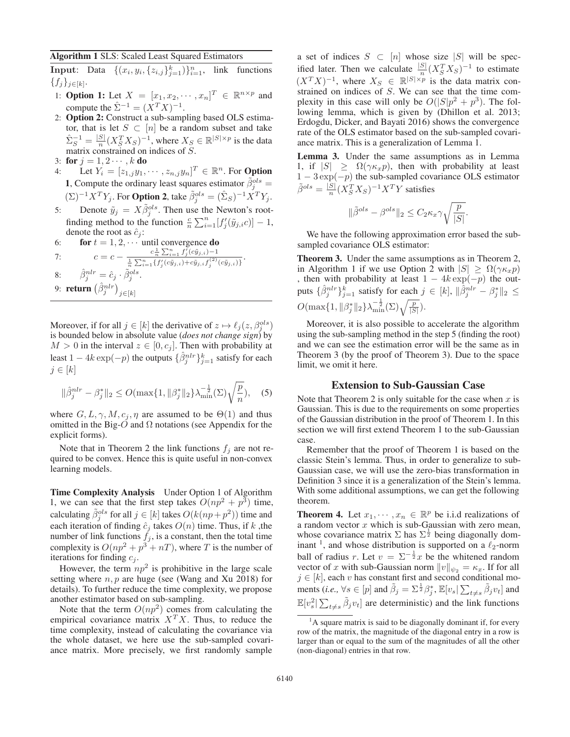**Algorithm 1** SLS: Scaled Least Squared Estimators

**Input**: Data $\{(x_i, y_i, \{z_{i,j}\}_{j=1}^k)\}_{i=1}^n$, link functions $\{f_j\}_{j\in[k]}$.

1: **Option 1:** Let $X = [x_1, x_2, \cdots, x_n]^T \in \mathbb{R}^{n\times p}$ and compute the $\hat{\Sigma}^{-1} = (X^TX)^{-1}$.

2: **Option 2:** Construct a sub-sampling based OLS estimator, that is let $S \subset [n]$ be a random subset and take $\hat{\Sigma}_S^{-1} = \frac{|S|}{n}(X_S^T X_S)^{-1}$, where $X_S \in \mathbb{R}^{|S|\times p}$ is the data matrix constrained on indices of $S$.

3: **for** $j = 1, 2 \cdots, k$ **do**

4: Let $Y_i = [z_{1,j}y_1, \cdots, z_{n,j}y_n]^T \in \mathbb{R}^n$. For **Option 1**, Compute the ordinary least squares estimator $\tilde{\beta}_j^{ols} = (\Sigma)^{-1}X^TY_j$. For **Option 2**, take $\tilde{\beta}_j^{ols} = (\hat{\Sigma}_S)^{-1}X^TY_j$.

5: Denote $\tilde{y}_j = X\tilde{\beta}_j^{ols}$. Then use the Newton's root-finding method to the function $\frac{c}{n}\sum_{i=1}^n [f_j'(\tilde{y}_{j,i}c)] - 1$, denote the root as $\hat{c}_j$:

6: **for** $t = 1, 2, \cdots$ until convergence **do**

7: $$c = c - \frac{c\frac{1}{n}\sum_{i=1}^n f_j'(c\tilde{y}_{j,i}) - 1}{\frac{1}{n}\sum_{i=1}^n \{f_j'(c\tilde{y}_{j,i}) + c\tilde{y}_{j,i}f_j^{(2)}(c\tilde{y}_{j,i})\}}.$$

8: $\hat{\beta}_j^{nlr} = \hat{c}_j \cdot \tilde{\beta}_j^{ols}$.

9: **return** $(\hat{\beta}_j^{nlr})_{j\in[k]}$

Moreover, if for all $j \in [k]$ the derivative of $z \mapsto \ell_j(z, \beta_j^{ols})$ is bounded below in absolute value (*does not change sign*) by $M > 0$ in the interval $z \in [0, c_j]$. Then with probability at least $1 - 4k\exp(-p)$ the outputs $\{\hat{\beta}_j^{nlr}\}_{j=1}^k$ satisfy for each $j \in [k]$

$$\|\hat{\beta}_j^{nlr} - \beta_j^*\|_2 \leq O(\max\{1, \|\beta_j^*\|_2\}\lambda_{\min}^{-\frac{1}{2}}(\Sigma)\sqrt{\frac{p}{n}}), \quad (5)$$

where $G, L, \gamma, M, c_j, \eta$ are assumed to be $\Theta(1)$ and thus omitted in the Big-$O$ and $\Omega$ notations (see Appendix for the explicit forms).

Note that in Theorem 2 the link functions $f_j$ are not required to be convex. Hence this is quite useful in non-convex learning models.

**Time Complexity Analysis** Under Option 1 of Algorithm 1, we can see that the first step takes $O(np^2 + p^3)$ time, calculating $\tilde{\beta}_j^{ols}$ for all $j \in [k]$ takes $O(k(np + p^2))$ time and each iteration of finding $\hat{c}_j$ takes $O(n)$ time. Thus, if $k$, the number of link functions $f_j$, is a constant, then the total time complexity is $O(np^2 + p^3 + nT)$, where $T$ is the number of iterations for finding $c_j$.

However, the term $np^2$ is prohibitive in the large scale setting where $n, p$ are huge (see (Wang and Xu 2018) for details). To further reduce the time complexity, we propose another estimator based on sub-sampling.

Note that the term $O(np^2)$ comes from calculating the empirical covariance matrix $X^TX$. Thus, to reduce the time complexity, instead of calculating the covariance via the whole dataset, we here use the sub-sampled covariance matrix. More precisely, we first randomly sample a set of indices $S \subset [n]$ whose size $|S|$ will be specified later. Then we calculate $\frac{|S|}{n}(X_S^TX_S)^{-1}$ to estimate $(X^TX)^{-1}$, where $X_S \in \mathbb{R}^{|S|\times p}$ is the data matrix constrained on indices of $S$. We can see that the time complexity in this case will only be $O(|S|p^2 + p^3)$. The following lemma, which is given by (Dhillon et al. 2013; Erdogdu, Dicker, and Bayati 2016) shows the convergence rate of the OLS estimator based on the sub-sampled covariance matrix. This is a generalization of Lemma 1.

**Lemma 3.** Under the same assumptions as in Lemma 1, if $|S| \geq \Omega(\gamma\kappa_x p)$, then with probability at least $1 - 3\exp(-p)$ the sub-sampled covariance OLS estimator $\tilde{\beta}^{ols} = \frac{|S|}{n}(X_S^TX_S)^{-1}X^TY$ satisfies

$$\|\tilde{\beta}^{ols} - \beta^{ols}\|_2 \leq C_2\kappa_x\gamma\sqrt{\frac{p}{|S|}}.$$

We have the following approximation error based the sub-sampled covariance OLS estimator:

**Theorem 3.** Under the same assumptions as in Theorem 2, in Algorithm 1 if we use Option 2 with $|S| \geq \Omega(\gamma\kappa_x p)$, then with probability at least $1 - 4k\exp(-p)$ the outputs $\{\hat{\beta}_j^{nlr}\}_{j=1}^k$ satisfy for each $j \in [k]$, $\|\hat{\beta}_j^{nlr} - \beta_j^*\|_2 \leq O(\max\{1, \|\beta_j^*\|_2\}\lambda_{\min}^{-\frac{1}{2}}(\Sigma)\sqrt{\frac{p}{|S|}})$.

Moreover, it is also possible to accelerate the algorithm using the sub-sampling method in the step 5 (finding the root) and we can see the estimation error will be the same as in Theorem 3 (by the proof of Theorem 3). Due to the space limit, we omit it here.

## Extension to Sub-Gaussian Case

Note that Theorem 2 is only suitable for the case when $x$ is Gaussian. This is due to the requirements on some properties of the Gaussian distribution in the proof of Theorem 1. In this section we will first extend Theorem 1 to the sub-Gaussian case.

Remember that the proof of Theorem 1 is based on the classic Stein's lemma. Thus, in order to generalize to sub-Gaussian case, we will use the zero-bias transformation in Definition 3 since it is a generalization of the Stein's lemma. With some additional assumptions, we can get the following theorem.

**Theorem 4.** Let $x_1, \cdots, x_n \in \mathbb{R}^p$ be i.i.d realizations of a random vector $x$ which is sub-Gaussian with zero mean, whose covariance matrix $\Sigma$ has $\Sigma^{\frac{1}{2}}$ being diagonally dominant [1], and whose distribution is supported on a $\ell_2$-norm ball of radius $r$. Let $v = \Sigma^{-\frac{1}{2}}x$ be the whitened random vector of $x$ with sub-Gaussian norm $\|v\|_{\psi_2} = \kappa_x$. If for all $j \in [k]$, each $v$ has constant first and second conditional moments (*i.e.,* $\forall s \in [p]$ and $\tilde{\beta}_j = \Sigma^{\frac{1}{2}}\beta_j^*$, $\mathbb{E}[v_s | \sum_{t\neq s}\tilde{\beta}_j v_t]$ and $\mathbb{E}[v_s^2 | \sum_{t\neq s}\tilde{\beta}_j v_t]$ are deterministic) and the link functions

[1] A square matrix is said to be diagonally dominant if, for every row of the matrix, the magnitude of the diagonal entry in a row is larger than or equal to the sum of the magnitudes of all the other (non-diagonal) entries in that row.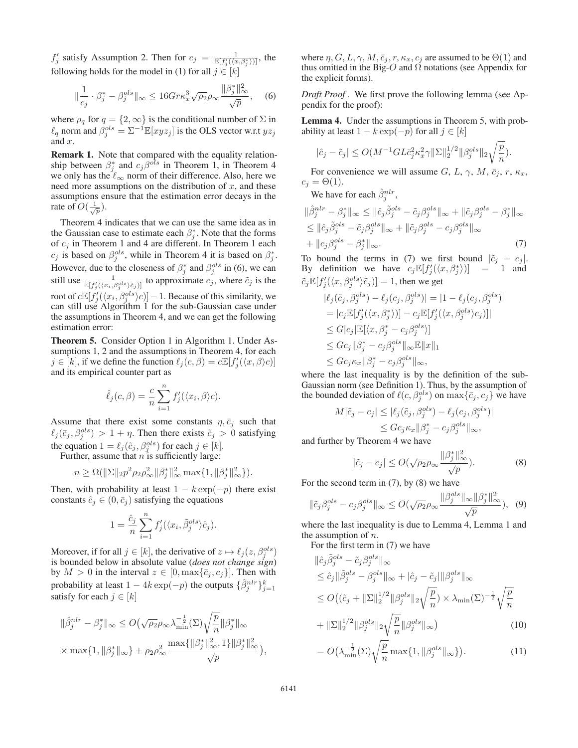$f'_j$ satisfy Assumption 2. Then for $c_j = \frac{1}{\mathbb{E}[f'_j(\langle x, \beta^*_j\rangle)]}$, the following holds for the model in (1) for all $j \in [k]$

$$\|\frac{1}{c_j} \cdot \beta^*_j - \beta^{ols}_j\|_\infty \leq 16 G r \kappa_x^3 \sqrt{\rho_2}\rho_\infty \frac{\|\beta^*_j\|_\infty^2}{\sqrt{p}}, \quad (6)$$

where $\rho_q$ for $q = \{2, \infty\}$ is the conditional number of $\Sigma$ in $\ell_q$ norm and $\beta^{ols}_j = \Sigma^{-1}\mathbb{E}[xyz_j]$ is the OLS vector w.r.t $yz_j$ and $x$.

**Remark 1.** Note that compared with the equality relationship between $\beta^*_j$ and $c_j\beta^{ols}$ in Theorem 1, in Theorem 4 we only has the $\ell_\infty$ norm of their difference. Also, here we need more assumptions on the distribution of $x$, and these assumptions ensure that the estimation error decays in the rate of $O(\frac{1}{\sqrt{p}})$.

Theorem 4 indicates that we can use the same idea as in the Gaussian case to estimate each $\beta^*_j$. Note that the forms of $c_j$ in Theorem 1 and 4 are different. In Theorem 1 each $c_j$ is based on $\beta^{ols}_j$, while in Theorem 4 it is based on $\beta^*_j$. However, due to the closeness of $\beta^*_j$ and $\beta^{ols}_j$ in (6), we can still use $\frac{1}{\mathbb{E}[f'_j(\langle x_i, \beta^{ols}_j\rangle \tilde{c}_j)]}$ to approximate $c_j$, where $\tilde{c}_j$ is the root of $c\mathbb{E}[f'_j(\langle x_i, \beta^{ols}_j\rangle c)] - 1$. Because of this similarity, we can still use Algorithm 1 for the sub-Gaussian case under the assumptions in Theorem 4, and we can get the following estimation error:

**Theorem 5.** Consider Option 1 in Algorithm 1. Under Assumptions 1, 2 and the assumptions in Theorem 4, for each $j \in [k]$, if we define the function $\ell_j(c, \beta) = c\mathbb{E}[f'_j(\langle x, \beta\rangle c)]$ and its empirical counter part as

$$\hat{\ell}_j(c, \beta) = \frac{c}{n}\sum_{i=1}^{n} f'_j(\langle x_i, \beta\rangle c).$$

Assume that there exist some constants $\eta, \bar{c}_j$ such that $\ell_j(\bar{c}_j, \beta^{ols}_j) > 1 + \eta$. Then there exists $\tilde{c}_j > 0$ satisfying the equation $1 = \ell_j(\tilde{c}_j, \beta^{ols}_j)$ for each $j \in [k]$.

Further, assume that $n$ is sufficiently large:

$$n \geq \Omega(\|\Sigma\|_2 p^2 \rho_2 \rho_\infty^2 \|\beta^*_j\|_\infty^2 \max\{1, \|\beta^*_j\|_\infty^2\}).$$

Then, with probability at least $1 - k\exp(-p)$ there exist constants $\hat{c}_j \in (0, \bar{c}_j)$ satisfying the equations

$$1 = \frac{\hat{c}_j}{n}\sum_{i=1}^{n} f'_j(\langle x_i, \tilde{\beta}^{ols}_j\rangle \hat{c}_j).$$

Moreover, if for all $j \in [k]$, the derivative of $z \mapsto \ell_j(z, \beta^{ols}_j)$ is bounded below in absolute value (*does not change sign*) by $M > 0$ in the interval $z \in [0, \max\{\bar{c}_j, c_j\}]$. Then with probability at least $1 - 4k\exp(-p)$ the outputs $\{\hat{\beta}^{nlr}_j\}_{j=1}^k$ satisfy for each $j \in [k]$

$$\|\hat{\beta}^{nlr}_j - \beta^*_j\|_\infty \leq O\big(\sqrt{\rho_2}\rho_\infty \lambda_{\min}^{-\frac{1}{2}}(\Sigma)\sqrt{\frac{p}{n}}\|\beta^*_j\|_\infty \times \max\{1, \|\beta^*_j\|_\infty\} + \rho_2\rho_\infty^2 \frac{\max\{\|\beta^*_j\|_\infty^2, 1\}\|\beta^*_j\|_\infty^2}{\sqrt{p}}\big),$$

where $\eta, G, L, \gamma, M, \bar{c}_j, r, \kappa_x, c_j$ are assumed to be $\Theta(1)$ and thus omitted in the Big-$O$ and $\Omega$ notations (see Appendix for the explicit forms).

*Draft Proof*. We first prove the following lemma (see Appendix for the proof):

**Lemma 4.** Under the assumptions in Theorem 5, with probability at least $1 - k\exp(-p)$ for all $j \in [k]$

$$|\hat{c}_j - \tilde{c}_j| \leq O(M^{-1}GL\bar{c}_j^2\kappa_x^2\gamma\|\Sigma\|_2^{1/2}\|\beta^{ols}_j\|_2\sqrt{\frac{p}{n}}).$$

For convenience we will assume $G$, $L$, $\gamma$, $M$, $\bar{c}_j$, $r$, $\kappa_x$, $c_j = \Theta(1)$.

We have for each $\hat{\beta}^{nlr}_j$,

$$\begin{aligned}
&\|\hat{\beta}^{nlr}_j - \beta^*_j\|_\infty \leq \|\hat{c}_j\tilde{\beta}^{ols}_j - \tilde{c}_j\beta^{ols}_j\|_\infty + \|\tilde{c}_j\beta^{ols}_j - \beta^*_j\|_\infty \\
&\leq \|\hat{c}_j\tilde{\beta}^{ols}_j - \tilde{c}_j\beta^{ols}_j\|_\infty + \|\tilde{c}_j\beta^{ols}_j - c_j\beta^{ols}_j\|_\infty \\
&+ \|c_j\beta^{ols}_j - \beta^*_j\|_\infty. \quad (7)
\end{aligned}$$

To bound the terms in (7) we first bound $|\tilde{c}_j - c_j|$. By definition we have $c_j\mathbb{E}[f'_j(\langle x, \beta^*_j\rangle)] = 1$ and $\tilde{c}_j\mathbb{E}[f'_j(\langle x, \beta^{ols}_j\rangle\tilde{c}_j)] = 1$, then we get

$$\begin{aligned}
&|\ell_j(\tilde{c}_j, \beta^{ols}_j) - \ell_j(c_j, \beta^{ols}_j)| = |1 - \ell_j(c_j, \beta^{ols}_j)| \\
&= |c_j\mathbb{E}[f'_j(\langle x, \beta^*_j\rangle)] - c_j\mathbb{E}[f'_j(\langle x, \beta^{ols}_j\rangle c_j)]| \\
&\leq G|c_j|\mathbb{E}[\langle x, \beta^*_j - c_j\beta^{ols}_j\rangle] \\
&\leq Gc_j\|\beta^*_j - c_j\beta^{ols}_j\|_\infty\mathbb{E}\|x\|_1 \\
&\leq Gc_j\kappa_x\|\beta^*_j - c_j\beta^{ols}_j\|_\infty,
\end{aligned}$$

where the last inequality is by the definition of the sub-Gaussian norm (see Definition 1). Thus, by the assumption of the bounded deviation of $\ell(c, \beta^{ols}_j)$ on $\max\{\bar{c}_j, c_j\}$ we have

$$\begin{aligned}
M|\tilde{c}_j - c_j| &\leq |\ell_j(\tilde{c}_j, \beta^{ols}_j) - \ell_j(c_j, \beta^{ols}_j)| \\
&\leq Gc_j\kappa_x\|\beta^*_j - c_j\beta^{ols}_j\|_\infty,
\end{aligned}$$

and further by Theorem 4 we have

$$|\tilde{c}_j - c_j| \leq O(\sqrt{\rho_2}\rho_\infty\frac{\|\beta^*_j\|_\infty^2}{\sqrt{p}}). \quad (8)$$

For the second term in (7), by (8) we have

$$\|\tilde{c}_j\beta^{ols}_j - c_j\beta^{ols}_j\|_\infty \leq O(\sqrt{\rho_2}\rho_\infty\frac{\|\beta^{ols}_j\|_\infty\|\beta^*_j\|_\infty^2}{\sqrt{p}}), \quad (9)$$

where the last inequality is due to Lemma 4, Lemma 1 and the assumption of $n$.

For the first term in (7) we have

$$\begin{aligned}
&\|\hat{c}_j\tilde{\beta}^{ols}_j - \tilde{c}_j\beta^{ols}_j\|_\infty \\
&\leq \hat{c}_j\|\tilde{\beta}^{ols}_j - \beta^{ols}_j\|_\infty + |\hat{c}_j - \tilde{c}_j|\|\beta^{ols}_j\|_\infty \\
&\leq O\big((\tilde{c}_j + \|\Sigma\|_2^{1/2}\|\beta^{ols}_j\|_2\sqrt{\frac{p}{n}}) \times \lambda_{\min}(\Sigma)^{-\frac{1}{2}}\sqrt{\frac{p}{n}} \\
&+ \|\Sigma\|_2^{1/2}\|\beta^{ols}_j\|_2\sqrt{\frac{p}{n}}\|\beta^{ols}_j\|_\infty\big) \quad (10) \\
&= O\big(\lambda_{\min}^{-\frac{1}{2}}(\Sigma)\sqrt{\frac{p}{n}}\max\{1, \|\beta^{ols}_j\|_\infty\}\big). \quad (11)
\end{aligned}$$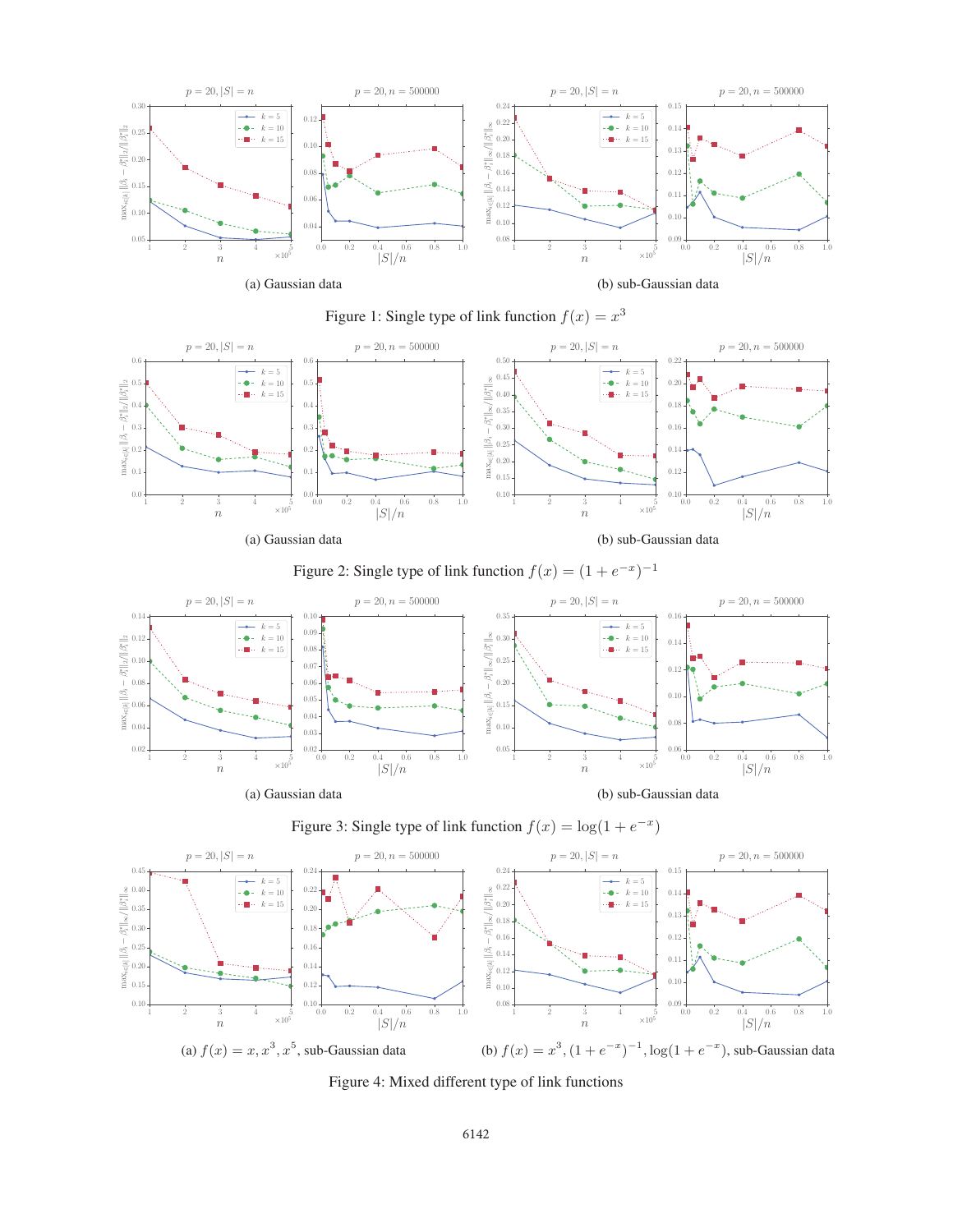(a) Gaussian data

(b) sub-Gaussian data

Figure 1: Single type of link function $f(x) = x^3$

(a) Gaussian data

(b) sub-Gaussian data

Figure 2: Single type of link function $f(x) = (1 + e^{-x})^{-1}$

(a) Gaussian data

(b) sub-Gaussian data

Figure 3: Single type of link function $f(x) = \log(1 + e^{-x})$

(a) $f(x) = x, x^3, x^5$, sub-Gaussian data

(b) $f(x) = x^3, (1 + e^{-x})^{-1}, \log(1 + e^{-x})$, sub-Gaussian data

Figure 4: Mixed different type of link functions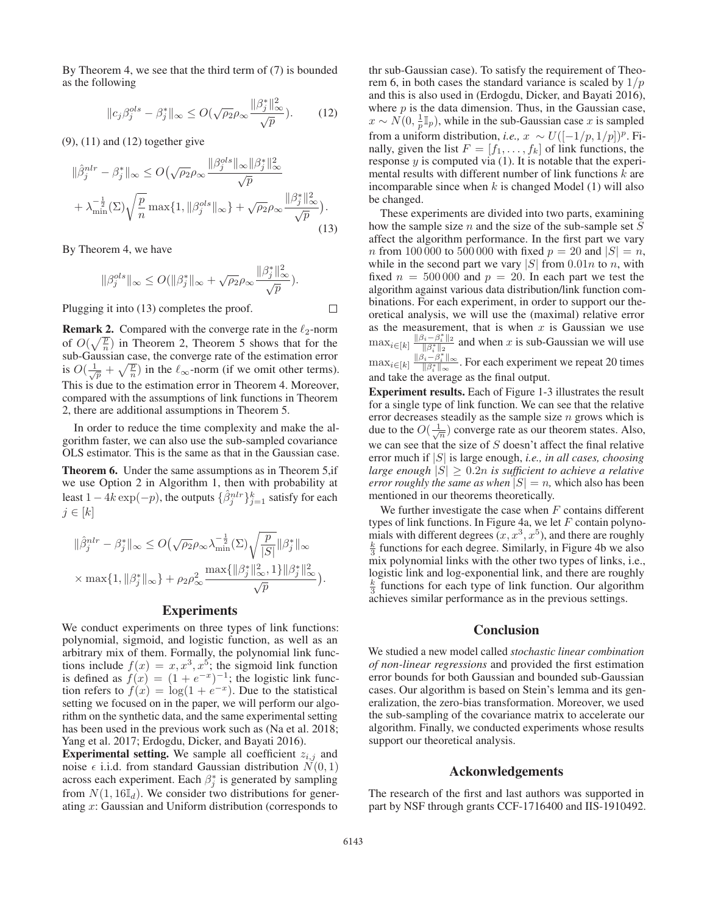By Theorem 4, we see that the third term of (7) is bounded as the following

$$\|c_j\beta_j^{ols} - \beta_j^*\|_\infty \le O(\sqrt{\rho_2}\rho_\infty \frac{\|\beta_j^*\|_\infty^2}{\sqrt{p}}). \tag{12}$$

(9), (11) and (12) together give

$$\|\hat{\beta}_j^{nlr} - \beta_j^*\|_\infty \le O\big(\sqrt{\rho_2}\rho_\infty \frac{\|\beta_j^{ols}\|_\infty \|\beta_j^*\|_\infty^2}{\sqrt{p}} + \lambda_{\min}^{-\frac{1}{2}}(\Sigma)\sqrt{\frac{p}{n}}\max\{1, \|\beta_j^{ols}\|_\infty\} + \sqrt{\rho_2}\rho_\infty \frac{\|\beta_j^*\|_\infty^2}{\sqrt{p}}\big). \tag{13}$$

By Theorem 4, we have

$$\|\beta_j^{ols}\|_\infty \le O(\|\beta_j^*\|_\infty + \sqrt{\rho_2}\rho_\infty \frac{\|\beta_j^*\|_\infty^2}{\sqrt{p}}).$$

Plugging it into (13) completes the proof. □

**Remark 2.** Compared with the converge rate in the $\ell_2$-norm of $O(\sqrt{\frac{p}{n}})$ in Theorem 2, Theorem 5 shows that for the sub-Gaussian case, the converge rate of the estimation error is $O(\frac{1}{\sqrt{p}} + \sqrt{\frac{p}{n}})$ in the $\ell_\infty$-norm (if we omit other terms). This is due to the estimation error in Theorem 4. Moreover, compared with the assumptions of link functions in Theorem 2, there are additional assumptions in Theorem 5.

In order to reduce the time complexity and make the algorithm faster, we can also use the sub-sampled covariance OLS estimator. This is the same as that in the Gaussian case.

**Theorem 6.** Under the same assumptions as in Theorem 5,if we use Option 2 in Algorithm 1, then with probability at least $1 - 4k\exp(-p)$, the outputs $\{\hat{\beta}_j^{nlr}\}_{j=1}^k$ satisfy for each $j \in [k]$

$$\|\hat{\beta}_j^{nlr} - \beta_j^*\|_\infty \le O\big(\sqrt{\rho_2}\rho_\infty \lambda_{\min}^{-\frac{1}{2}}(\Sigma)\sqrt{\frac{p}{|S|}}\|\beta_j^*\|_\infty \times \max\{1, \|\beta_j^*\|_\infty\} + \rho_2\rho_\infty^2 \frac{\max\{\|\beta_j^*\|_\infty^2, 1\}\|\beta_j^*\|_\infty^2}{\sqrt{p}}\big).$$

## Experiments

We conduct experiments on three types of link functions: polynomial, sigmoid, and logistic function, as well as an arbitrary mix of them. Formally, the polynomial link functions include $f(x) = x, x^3, x^5$; the sigmoid link function is defined as $f(x) = (1 + e^{-x})^{-1}$; the logistic link function refers to $f(x) = \log(1 + e^{-x})$. Due to the statistical setting we focused on in the paper, we will perform our algorithm on the synthetic data, and the same experimental setting has been used in the previous work such as (Na et al. 2018; Yang et al. 2017; Erdogdu, Dicker, and Bayati 2016).

**Experimental setting.** We sample all coefficient $z_{i,j}$ and noise $\epsilon$ i.i.d. from standard Gaussian distribution $N(0, 1)$ across each experiment. Each $\beta_j^*$ is generated by sampling from $N(1, 16\mathbb{I}_d)$. We consider two distributions for generating $x$: Gaussian and Uniform distribution (corresponds to thr sub-Gaussian case). To satisfy the requirement of Theorem 6, in both cases the standard variance is scaled by $1/p$ and this is also used in (Erdogdu, Dicker, and Bayati 2016), where $p$ is the data dimension. Thus, in the Gaussian case, $x \sim N(0, \frac{1}{p}\mathbb{I}_p)$, while in the sub-Gaussian case $x$ is sampled from a uniform distribution, *i.e.,* $x \sim U([-1/p, 1/p])^p$. Finally, given the list $F = [f_1, \ldots, f_k]$ of link functions, the response $y$ is computed via (1). It is notable that the experimental results with different number of link functions $k$ are incomparable since when $k$ is changed Model (1) will also be changed.

These experiments are divided into two parts, examining how the sample size $n$ and the size of the sub-sample set $S$ affect the algorithm performance. In the first part we vary $n$ from 100 000 to 500 000 with fixed $p = 20$ and $|S| = n$, while in the second part we vary $|S|$ from $0.01n$ to $n$, with fixed $n = 500\,000$ and $p = 20$. In each part we test the algorithm against various data distribution/link function combinations. For each experiment, in order to support our theoretical analysis, we will use the (maximal) relative error as the measurement, that is when $x$ is Gaussian we use $\max_{i\in[k]} \frac{\|\beta_i - \beta_i^*\|_2}{\|\beta_i^*\|_2}$ and when $x$ is sub-Gaussian we will use $\max_{i\in[k]} \frac{\|\beta_i - \beta_i^*\|_\infty}{\|\beta_i^*\|_\infty}$. For each experiment we repeat 20 times and take the average as the final output.

**Experiment results.** Each of Figure 1-3 illustrates the result for a single type of link function. We can see that the relative error decreases steadily as the sample size $n$ grows which is due to the $O(\frac{1}{\sqrt{n}})$ converge rate as our theorem states. Also, we can see that the size of $S$ doesn't affect the final relative error much if $|S|$ is large enough, *i.e., in all cases, choosing large enough $|S| \ge 0.2n$ is sufficient to achieve a relative error roughly the same as when $|S| = n$,* which also has been mentioned in our theorems theoretically.

We further investigate the case when $F$ contains different types of link functions. In Figure 4a, we let $F$ contain polynomials with different degrees $(x, x^3, x^5)$, and there are roughly $\frac{k}{3}$ functions for each degree. Similarly, in Figure 4b we also mix polynomial links with the other two types of links, i.e., logistic link and log-exponential link, and there are roughly $\frac{k}{3}$ functions for each type of link function. Our algorithm achieves similar performance as in the previous settings.

## Conclusion

We studied a new model called *stochastic linear combination of non-linear regressions* and provided the first estimation error bounds for both Gaussian and bounded sub-Gaussian cases. Our algorithm is based on Stein's lemma and its generalization, the zero-bias transformation. Moreover, we used the sub-sampling of the covariance matrix to accelerate our algorithm. Finally, we conducted experiments whose results support our theoretical analysis.

## Ackonwledgements

The research of the first and last authors was supported in part by NSF through grants CCF-1716400 and IIS-1910492.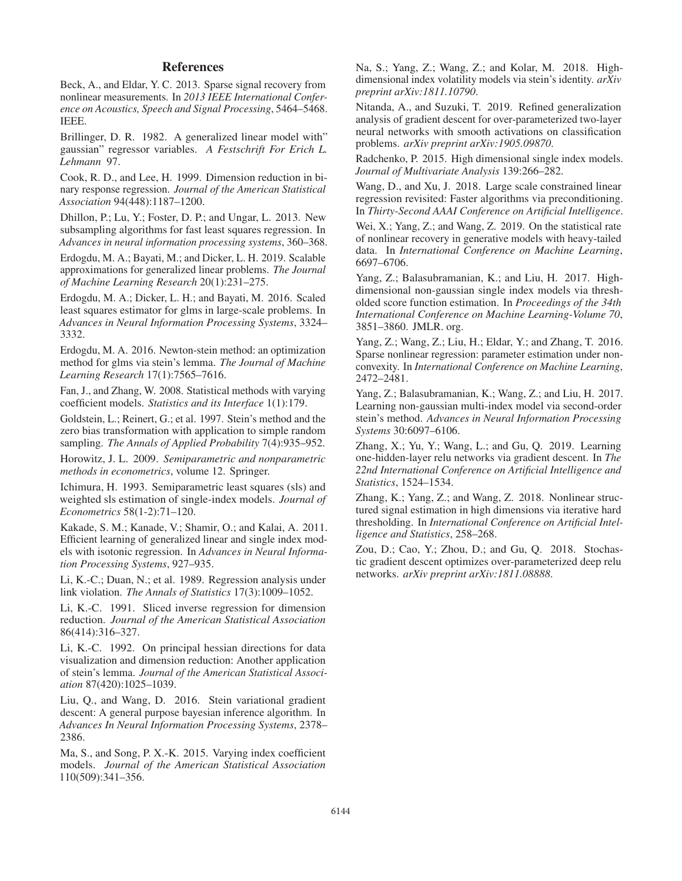## References

Beck, A., and Eldar, Y. C. 2013. Sparse signal recovery from nonlinear measurements. In *2013 IEEE International Conference on Acoustics, Speech and Signal Processing*, 5464–5468. IEEE.

Brillinger, D. R. 1982. A generalized linear model with" gaussian" regressor variables. *A Festschrift For Erich L. Lehmann* 97.

Cook, R. D., and Lee, H. 1999. Dimension reduction in binary response regression. *Journal of the American Statistical Association* 94(448):1187–1200.

Dhillon, P.; Lu, Y.; Foster, D. P.; and Ungar, L. 2013. New subsampling algorithms for fast least squares regression. In *Advances in neural information processing systems*, 360–368.

Erdogdu, M. A.; Bayati, M.; and Dicker, L. H. 2019. Scalable approximations for generalized linear problems. *The Journal of Machine Learning Research* 20(1):231–275.

Erdogdu, M. A.; Dicker, L. H.; and Bayati, M. 2016. Scaled least squares estimator for glms in large-scale problems. In *Advances in Neural Information Processing Systems*, 3324–3332.

Erdogdu, M. A. 2016. Newton-stein method: an optimization method for glms via stein's lemma. *The Journal of Machine Learning Research* 17(1):7565–7616.

Fan, J., and Zhang, W. 2008. Statistical methods with varying coefficient models. *Statistics and its Interface* 1(1):179.

Goldstein, L.; Reinert, G.; et al. 1997. Stein's method and the zero bias transformation with application to simple random sampling. *The Annals of Applied Probability* 7(4):935–952.

Horowitz, J. L. 2009. *Semiparametric and nonparametric methods in econometrics*, volume 12. Springer.

Ichimura, H. 1993. Semiparametric least squares (sls) and weighted sls estimation of single-index models. *Journal of Econometrics* 58(1-2):71–120.

Kakade, S. M.; Kanade, V.; Shamir, O.; and Kalai, A. 2011. Efficient learning of generalized linear and single index models with isotonic regression. In *Advances in Neural Information Processing Systems*, 927–935.

Li, K.-C.; Duan, N.; et al. 1989. Regression analysis under link violation. *The Annals of Statistics* 17(3):1009–1052.

Li, K.-C. 1991. Sliced inverse regression for dimension reduction. *Journal of the American Statistical Association* 86(414):316–327.

Li, K.-C. 1992. On principal hessian directions for data visualization and dimension reduction: Another application of stein's lemma. *Journal of the American Statistical Association* 87(420):1025–1039.

Liu, Q., and Wang, D. 2016. Stein variational gradient descent: A general purpose bayesian inference algorithm. In *Advances In Neural Information Processing Systems*, 2378–2386.

Ma, S., and Song, P. X.-K. 2015. Varying index coefficient models. *Journal of the American Statistical Association* 110(509):341–356.

Na, S.; Yang, Z.; Wang, Z.; and Kolar, M. 2018. High-dimensional index volatility models via stein's identity. *arXiv preprint arXiv:1811.10790*.

Nitanda, A., and Suzuki, T. 2019. Refined generalization analysis of gradient descent for over-parameterized two-layer neural networks with smooth activations on classification problems. *arXiv preprint arXiv:1905.09870*.

Radchenko, P. 2015. High dimensional single index models. *Journal of Multivariate Analysis* 139:266–282.

Wang, D., and Xu, J. 2018. Large scale constrained linear regression revisited: Faster algorithms via preconditioning. In *Thirty-Second AAAI Conference on Artificial Intelligence*.

Wei, X.; Yang, Z.; and Wang, Z. 2019. On the statistical rate of nonlinear recovery in generative models with heavy-tailed data. In *International Conference on Machine Learning*, 6697–6706.

Yang, Z.; Balasubramanian, K.; and Liu, H. 2017. High-dimensional non-gaussian single index models via thresholded score function estimation. In *Proceedings of the 34th International Conference on Machine Learning-Volume 70*, 3851–3860. JMLR. org.

Yang, Z.; Wang, Z.; Liu, H.; Eldar, Y.; and Zhang, T. 2016. Sparse nonlinear regression: parameter estimation under nonconvexity. In *International Conference on Machine Learning*, 2472–2481.

Yang, Z.; Balasubramanian, K.; Wang, Z.; and Liu, H. 2017. Learning non-gaussian multi-index model via second-order stein's method. *Advances in Neural Information Processing Systems* 30:6097–6106.

Zhang, X.; Yu, Y.; Wang, L.; and Gu, Q. 2019. Learning one-hidden-layer relu networks via gradient descent. In *The 22nd International Conference on Artificial Intelligence and Statistics*, 1524–1534.

Zhang, K.; Yang, Z.; and Wang, Z. 2018. Nonlinear structured signal estimation in high dimensions via iterative hard thresholding. In *International Conference on Artificial Intelligence and Statistics*, 258–268.

Zou, D.; Cao, Y.; Zhou, D.; and Gu, Q. 2018. Stochastic gradient descent optimizes over-parameterized deep relu networks. *arXiv preprint arXiv:1811.08888*.